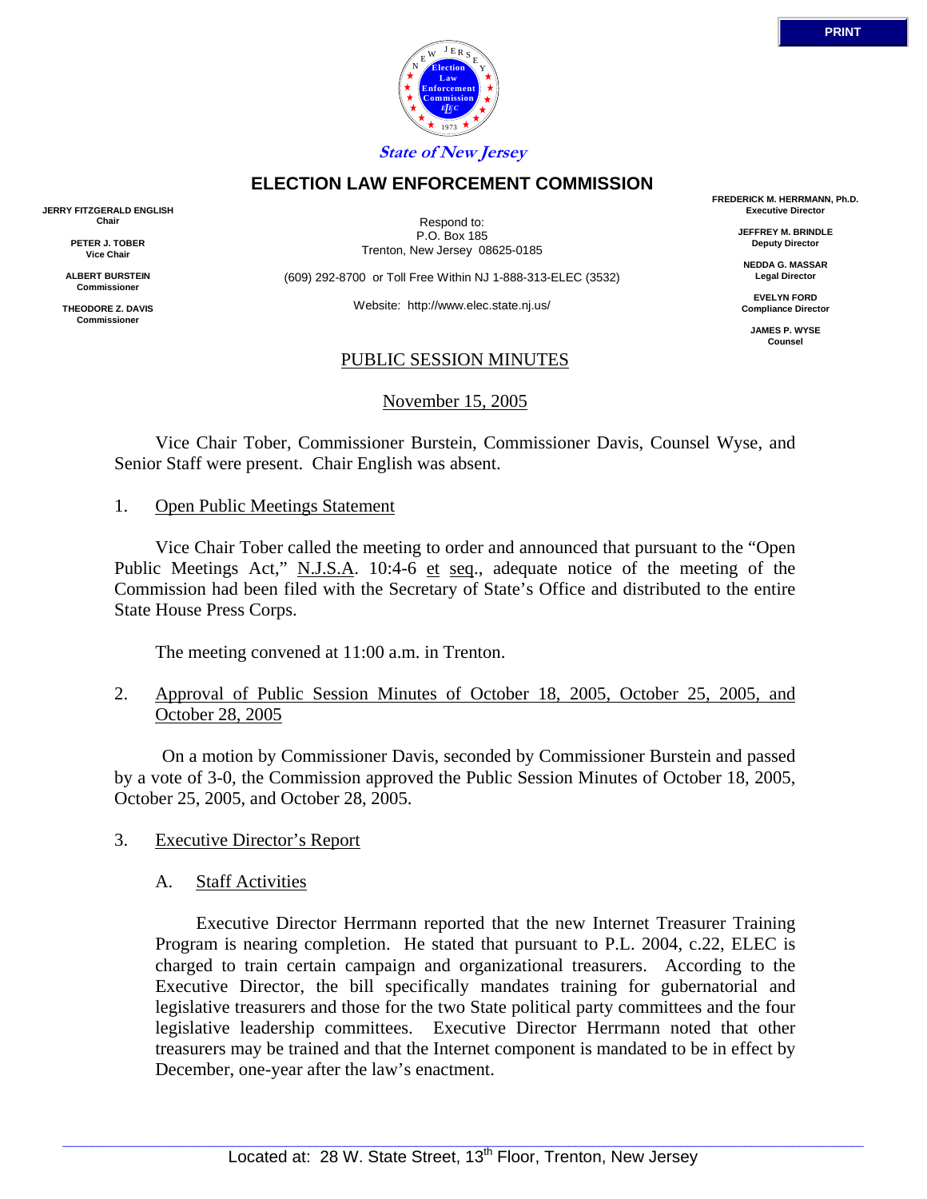State of New Jersey

# ELECTION LAW ENFORCEMENT COMMISSION

**JERRY FITZGERALD ENGLISH**
**Chair**

**PETER J. TOBER**
**Vice Chair**

**ALBERT BURSTEIN**
**Commissioner**

**THEODORE Z. DAVIS**
**Commissioner**

Respond to:
P.O. Box 185
Trenton, New Jersey 08625-0185

(609) 292-8700 or Toll Free Within NJ 1-888-313-ELEC (3532)

Website: http://www.elec.state.nj.us/

**FREDERICK M. HERRMANN, Ph.D.**
**Executive Director**

**JEFFREY M. BRINDLE**
**Deputy Director**

**NEDDA G. MASSAR**
**Legal Director**

**EVELYN FORD**
**Compliance Director**

**JAMES P. WYSE**
**Counsel**

## PUBLIC SESSION MINUTES

November 15, 2005

Vice Chair Tober, Commissioner Burstein, Commissioner Davis, Counsel Wyse, and Senior Staff were present. Chair English was absent.

1. Open Public Meetings Statement

Vice Chair Tober called the meeting to order and announced that pursuant to the "Open Public Meetings Act," N.J.S.A. 10:4-6 et seq., adequate notice of the meeting of the Commission had been filed with the Secretary of State's Office and distributed to the entire State House Press Corps.

The meeting convened at 11:00 a.m. in Trenton.

2. Approval of Public Session Minutes of October 18, 2005, October 25, 2005, and October 28, 2005

On a motion by Commissioner Davis, seconded by Commissioner Burstein and passed by a vote of 3-0, the Commission approved the Public Session Minutes of October 18, 2005, October 25, 2005, and October 28, 2005.

3. Executive Director's Report

A. Staff Activities

Executive Director Herrmann reported that the new Internet Treasurer Training Program is nearing completion. He stated that pursuant to P.L. 2004, c.22, ELEC is charged to train certain campaign and organizational treasurers. According to the Executive Director, the bill specifically mandates training for gubernatorial and legislative treasurers and those for the two State political party committees and the four legislative leadership committees. Executive Director Herrmann noted that other treasurers may be trained and that the Internet component is mandated to be in effect by December, one-year after the law's enactment.

Located at: 28 W. State Street, 13th Floor, Trenton, New Jersey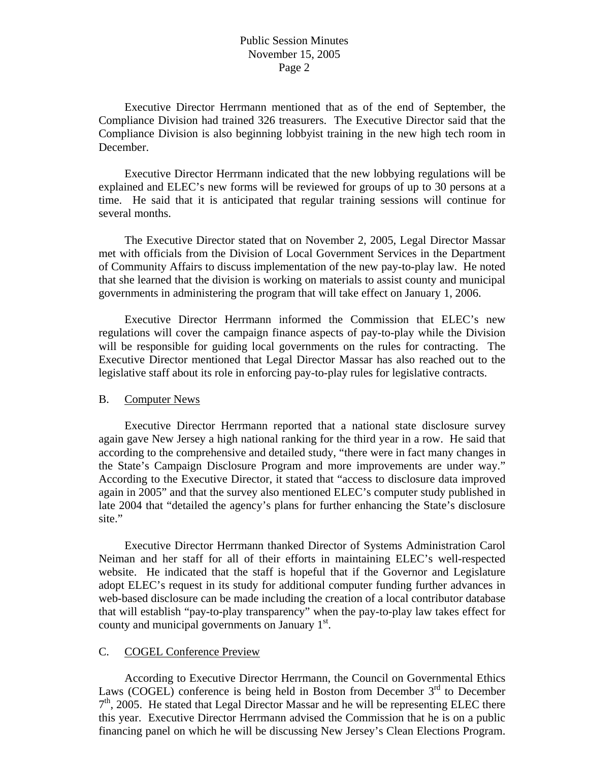Executive Director Herrmann mentioned that as of the end of September, the Compliance Division had trained 326 treasurers. The Executive Director said that the Compliance Division is also beginning lobbyist training in the new high tech room in December.

Executive Director Herrmann indicated that the new lobbying regulations will be explained and ELEC's new forms will be reviewed for groups of up to 30 persons at a time. He said that it is anticipated that regular training sessions will continue for several months.

The Executive Director stated that on November 2, 2005, Legal Director Massar met with officials from the Division of Local Government Services in the Department of Community Affairs to discuss implementation of the new pay-to-play law. He noted that she learned that the division is working on materials to assist county and municipal governments in administering the program that will take effect on January 1, 2006.

Executive Director Herrmann informed the Commission that ELEC's new regulations will cover the campaign finance aspects of pay-to-play while the Division will be responsible for guiding local governments on the rules for contracting. The Executive Director mentioned that Legal Director Massar has also reached out to the legislative staff about its role in enforcing pay-to-play rules for legislative contracts.

B. Computer News

Executive Director Herrmann reported that a national state disclosure survey again gave New Jersey a high national ranking for the third year in a row. He said that according to the comprehensive and detailed study, "there were in fact many changes in the State's Campaign Disclosure Program and more improvements are under way." According to the Executive Director, it stated that "access to disclosure data improved again in 2005" and that the survey also mentioned ELEC's computer study published in late 2004 that "detailed the agency's plans for further enhancing the State's disclosure site."

Executive Director Herrmann thanked Director of Systems Administration Carol Neiman and her staff for all of their efforts in maintaining ELEC's well-respected website. He indicated that the staff is hopeful that if the Governor and Legislature adopt ELEC's request in its study for additional computer funding further advances in web-based disclosure can be made including the creation of a local contributor database that will establish "pay-to-play transparency" when the pay-to-play law takes effect for county and municipal governments on January 1st.

C. COGEL Conference Preview

According to Executive Director Herrmann, the Council on Governmental Ethics Laws (COGEL) conference is being held in Boston from December 3rd to December 7th, 2005. He stated that Legal Director Massar and he will be representing ELEC there this year. Executive Director Herrmann advised the Commission that he is on a public financing panel on which he will be discussing New Jersey's Clean Elections Program.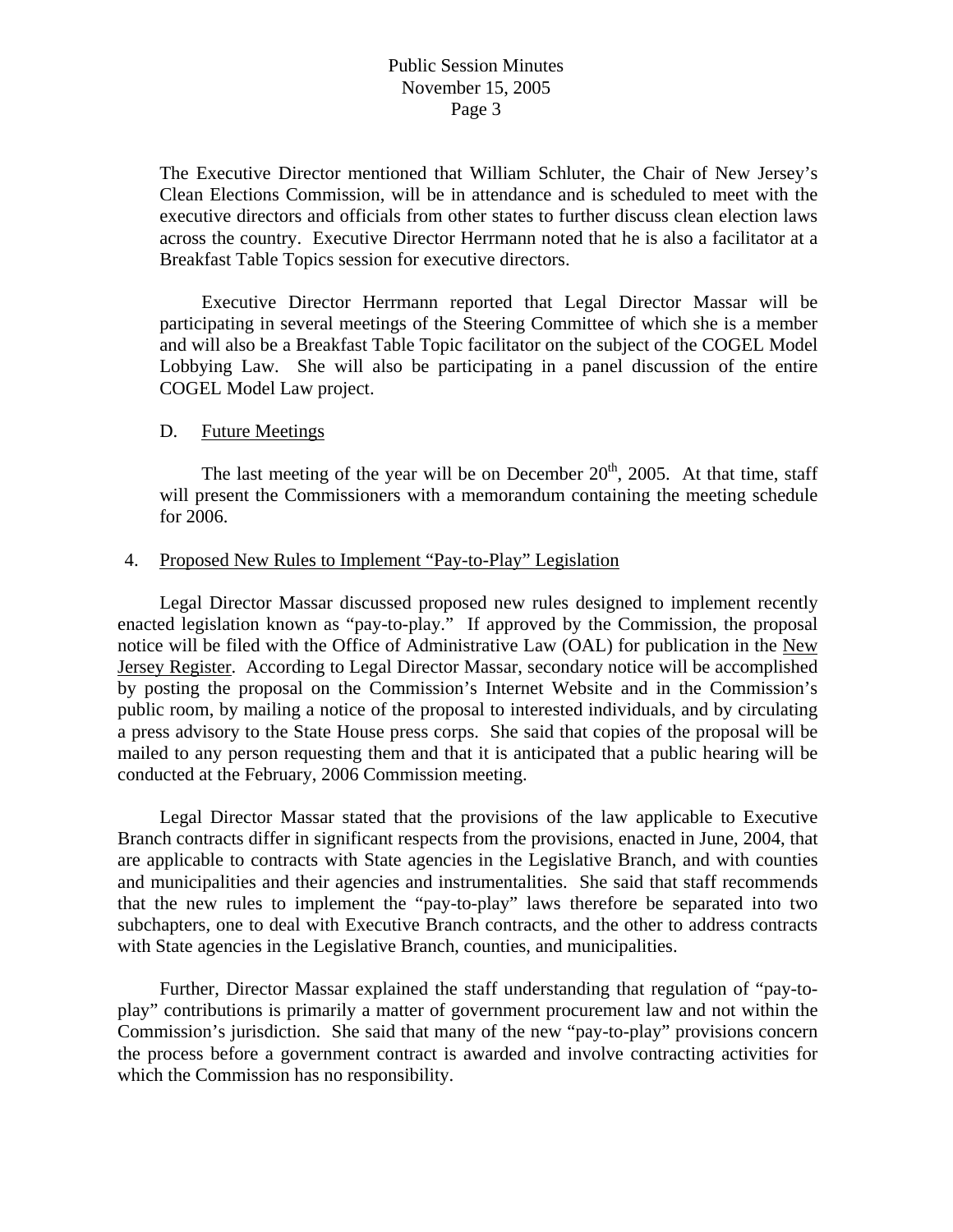The Executive Director mentioned that William Schluter, the Chair of New Jersey's Clean Elections Commission, will be in attendance and is scheduled to meet with the executive directors and officials from other states to further discuss clean election laws across the country. Executive Director Herrmann noted that he is also a facilitator at a Breakfast Table Topics session for executive directors.

Executive Director Herrmann reported that Legal Director Massar will be participating in several meetings of the Steering Committee of which she is a member and will also be a Breakfast Table Topic facilitator on the subject of the COGEL Model Lobbying Law. She will also be participating in a panel discussion of the entire COGEL Model Law project.

D. Future Meetings

The last meeting of the year will be on December 20th, 2005. At that time, staff will present the Commissioners with a memorandum containing the meeting schedule for 2006.

4. Proposed New Rules to Implement "Pay-to-Play" Legislation

Legal Director Massar discussed proposed new rules designed to implement recently enacted legislation known as "pay-to-play." If approved by the Commission, the proposal notice will be filed with the Office of Administrative Law (OAL) for publication in the New Jersey Register. According to Legal Director Massar, secondary notice will be accomplished by posting the proposal on the Commission's Internet Website and in the Commission's public room, by mailing a notice of the proposal to interested individuals, and by circulating a press advisory to the State House press corps. She said that copies of the proposal will be mailed to any person requesting them and that it is anticipated that a public hearing will be conducted at the February, 2006 Commission meeting.

Legal Director Massar stated that the provisions of the law applicable to Executive Branch contracts differ in significant respects from the provisions, enacted in June, 2004, that are applicable to contracts with State agencies in the Legislative Branch, and with counties and municipalities and their agencies and instrumentalities. She said that staff recommends that the new rules to implement the "pay-to-play" laws therefore be separated into two subchapters, one to deal with Executive Branch contracts, and the other to address contracts with State agencies in the Legislative Branch, counties, and municipalities.

Further, Director Massar explained the staff understanding that regulation of "pay-to-play" contributions is primarily a matter of government procurement law and not within the Commission's jurisdiction. She said that many of the new "pay-to-play" provisions concern the process before a government contract is awarded and involve contracting activities for which the Commission has no responsibility.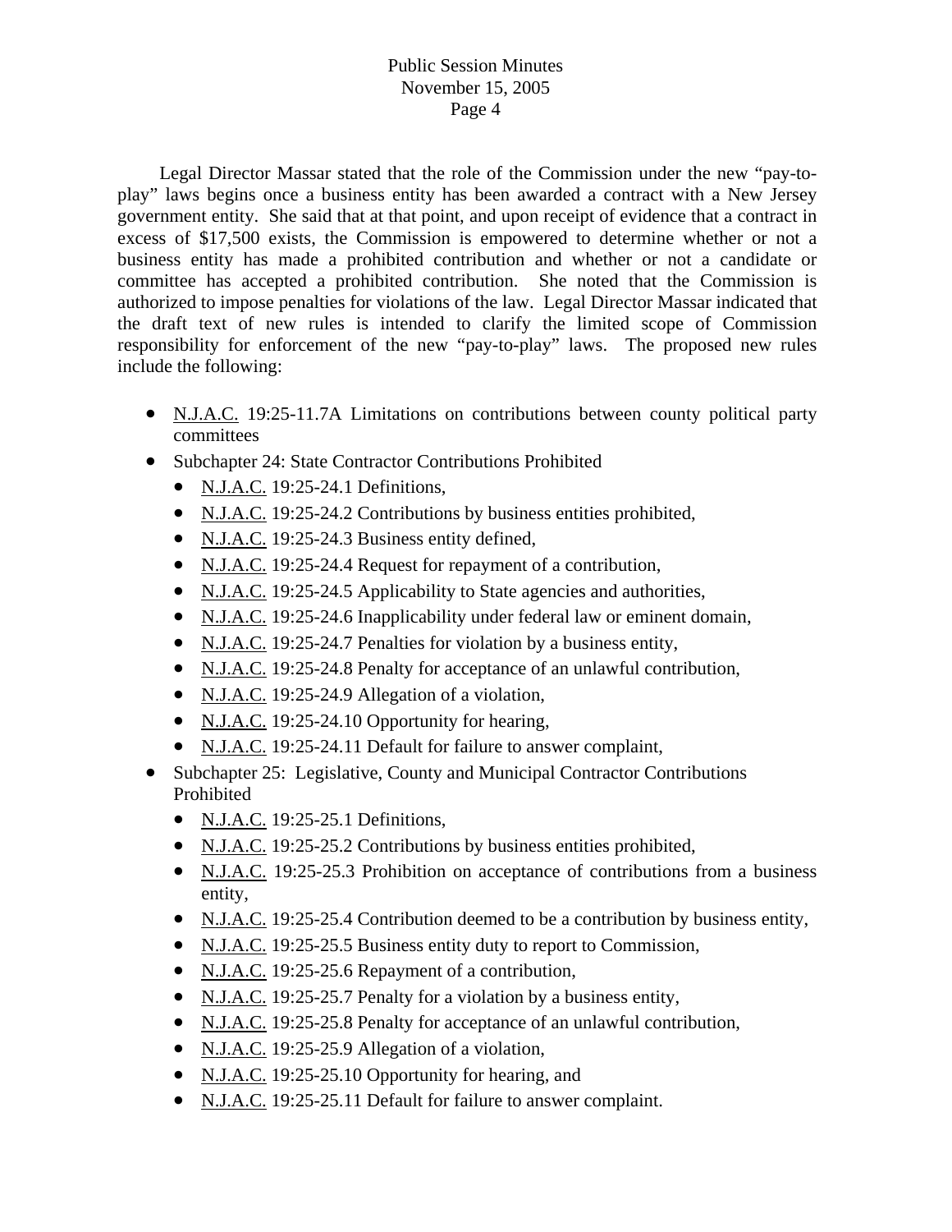Legal Director Massar stated that the role of the Commission under the new "pay-to-play" laws begins once a business entity has been awarded a contract with a New Jersey government entity. She said that at that point, and upon receipt of evidence that a contract in excess of $17,500 exists, the Commission is empowered to determine whether or not a business entity has made a prohibited contribution and whether or not a candidate or committee has accepted a prohibited contribution. She noted that the Commission is authorized to impose penalties for violations of the law. Legal Director Massar indicated that the draft text of new rules is intended to clarify the limited scope of Commission responsibility for enforcement of the new "pay-to-play" laws. The proposed new rules include the following:

- N.J.A.C. 19:25-11.7A Limitations on contributions between county political party committees
- Subchapter 24: State Contractor Contributions Prohibited
  - N.J.A.C. 19:25-24.1 Definitions,
  - N.J.A.C. 19:25-24.2 Contributions by business entities prohibited,
  - N.J.A.C. 19:25-24.3 Business entity defined,
  - N.J.A.C. 19:25-24.4 Request for repayment of a contribution,
  - N.J.A.C. 19:25-24.5 Applicability to State agencies and authorities,
  - N.J.A.C. 19:25-24.6 Inapplicability under federal law or eminent domain,
  - N.J.A.C. 19:25-24.7 Penalties for violation by a business entity,
  - N.J.A.C. 19:25-24.8 Penalty for acceptance of an unlawful contribution,
  - N.J.A.C. 19:25-24.9 Allegation of a violation,
  - N.J.A.C. 19:25-24.10 Opportunity for hearing,
  - N.J.A.C. 19:25-24.11 Default for failure to answer complaint,
- Subchapter 25: Legislative, County and Municipal Contractor Contributions Prohibited
  - N.J.A.C. 19:25-25.1 Definitions,
  - N.J.A.C. 19:25-25.2 Contributions by business entities prohibited,
  - N.J.A.C. 19:25-25.3 Prohibition on acceptance of contributions from a business entity,
  - N.J.A.C. 19:25-25.4 Contribution deemed to be a contribution by business entity,
  - N.J.A.C. 19:25-25.5 Business entity duty to report to Commission,
  - N.J.A.C. 19:25-25.6 Repayment of a contribution,
  - N.J.A.C. 19:25-25.7 Penalty for a violation by a business entity,
  - N.J.A.C. 19:25-25.8 Penalty for acceptance of an unlawful contribution,
  - N.J.A.C. 19:25-25.9 Allegation of a violation,
  - N.J.A.C. 19:25-25.10 Opportunity for hearing, and
  - N.J.A.C. 19:25-25.11 Default for failure to answer complaint.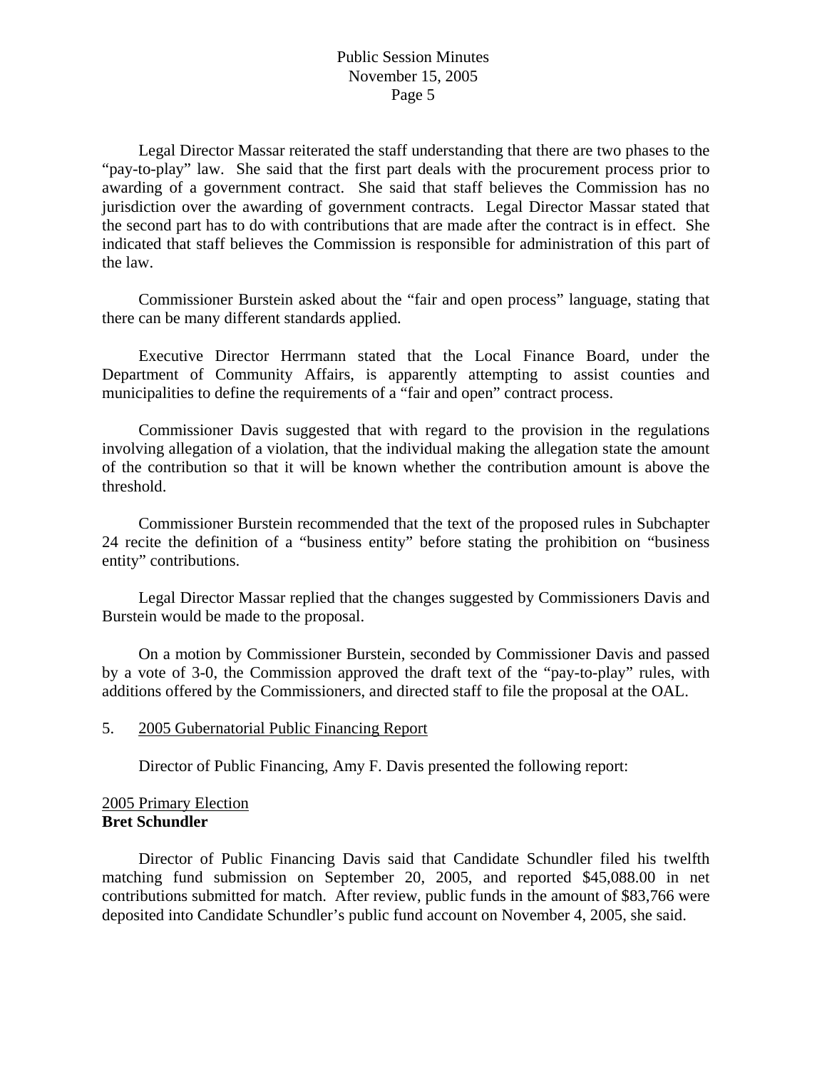Legal Director Massar reiterated the staff understanding that there are two phases to the "pay-to-play" law. She said that the first part deals with the procurement process prior to awarding of a government contract. She said that staff believes the Commission has no jurisdiction over the awarding of government contracts. Legal Director Massar stated that the second part has to do with contributions that are made after the contract is in effect. She indicated that staff believes the Commission is responsible for administration of this part of the law.

Commissioner Burstein asked about the "fair and open process" language, stating that there can be many different standards applied.

Executive Director Herrmann stated that the Local Finance Board, under the Department of Community Affairs, is apparently attempting to assist counties and municipalities to define the requirements of a "fair and open" contract process.

Commissioner Davis suggested that with regard to the provision in the regulations involving allegation of a violation, that the individual making the allegation state the amount of the contribution so that it will be known whether the contribution amount is above the threshold.

Commissioner Burstein recommended that the text of the proposed rules in Subchapter 24 recite the definition of a "business entity" before stating the prohibition on "business entity" contributions.

Legal Director Massar replied that the changes suggested by Commissioners Davis and Burstein would be made to the proposal.

On a motion by Commissioner Burstein, seconded by Commissioner Davis and passed by a vote of 3-0, the Commission approved the draft text of the "pay-to-play" rules, with additions offered by the Commissioners, and directed staff to file the proposal at the OAL.

5. <u>2005 Gubernatorial Public Financing Report</u>

Director of Public Financing, Amy F. Davis presented the following report:

<u>2005 Primary Election</u>
**Bret Schundler**

Director of Public Financing Davis said that Candidate Schundler filed his twelfth matching fund submission on September 20, 2005, and reported $45,088.00 in net contributions submitted for match. After review, public funds in the amount of $83,766 were deposited into Candidate Schundler's public fund account on November 4, 2005, she said.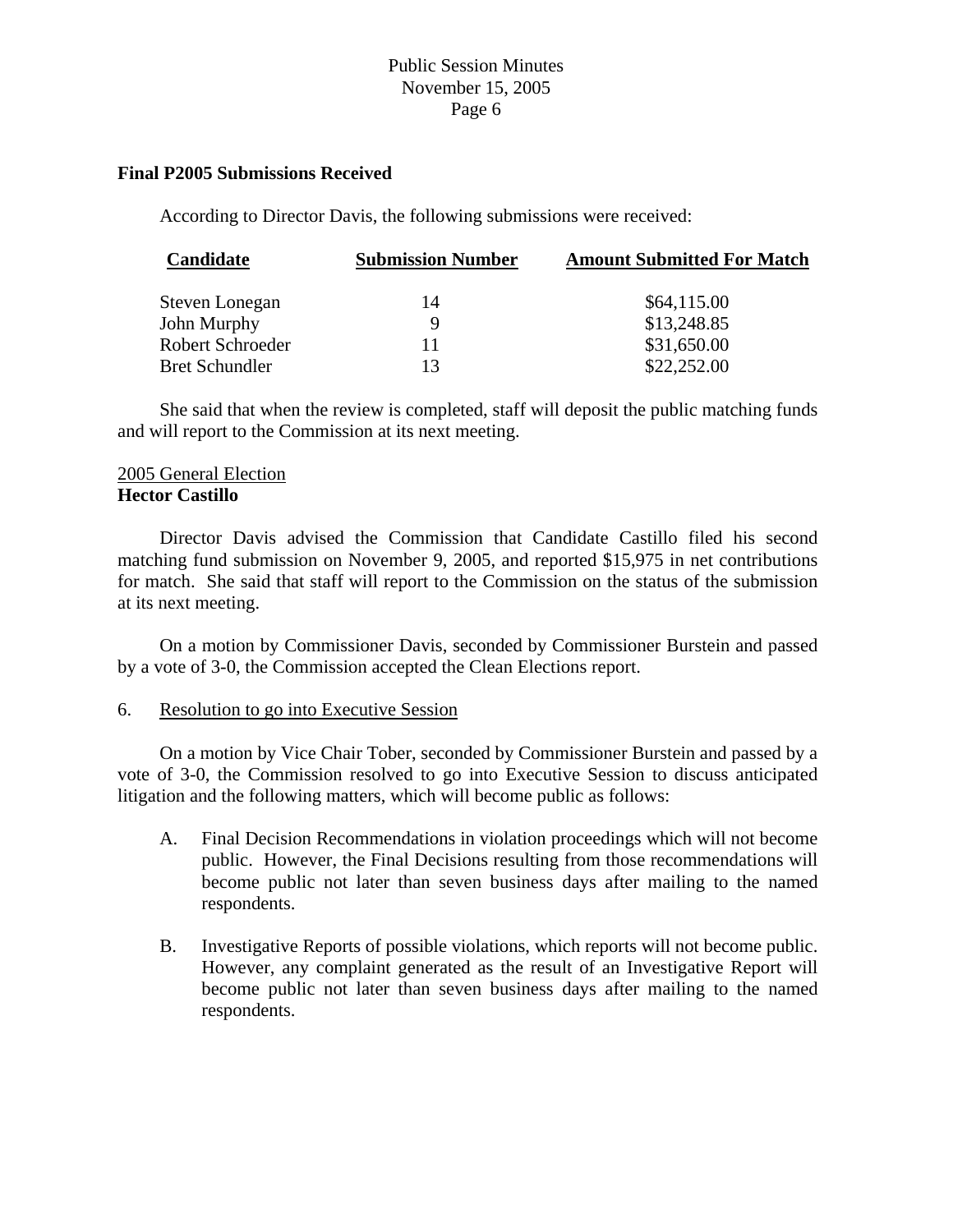**Final P2005 Submissions Received**

According to Director Davis, the following submissions were received:

| Candidate | Submission Number | Amount Submitted For Match |
|---|---|---|
| Steven Lonegan | 14 | $64,115.00 |
| John Murphy | 9 | $13,248.85 |
| Robert Schroeder | 11 | $31,650.00 |
| Bret Schundler | 13 | $22,252.00 |

She said that when the review is completed, staff will deposit the public matching funds and will report to the Commission at its next meeting.

2005 General Election

**Hector Castillo**

Director Davis advised the Commission that Candidate Castillo filed his second matching fund submission on November 9, 2005, and reported $15,975 in net contributions for match. She said that staff will report to the Commission on the status of the submission at its next meeting.

On a motion by Commissioner Davis, seconded by Commissioner Burstein and passed by a vote of 3-0, the Commission accepted the Clean Elections report.

6. Resolution to go into Executive Session

On a motion by Vice Chair Tober, seconded by Commissioner Burstein and passed by a vote of 3-0, the Commission resolved to go into Executive Session to discuss anticipated litigation and the following matters, which will become public as follows:

A. Final Decision Recommendations in violation proceedings which will not become public. However, the Final Decisions resulting from those recommendations will become public not later than seven business days after mailing to the named respondents.

B. Investigative Reports of possible violations, which reports will not become public. However, any complaint generated as the result of an Investigative Report will become public not later than seven business days after mailing to the named respondents.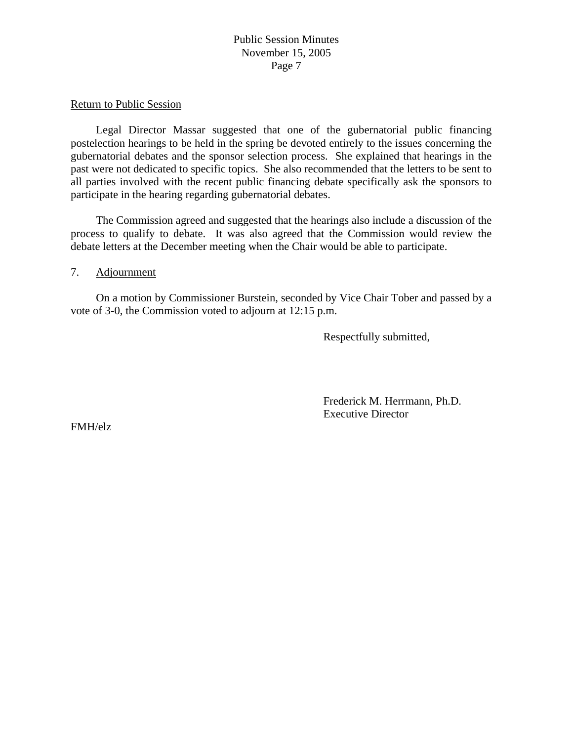Return to Public Session

Legal Director Massar suggested that one of the gubernatorial public financing postelection hearings to be held in the spring be devoted entirely to the issues concerning the gubernatorial debates and the sponsor selection process. She explained that hearings in the past were not dedicated to specific topics. She also recommended that the letters to be sent to all parties involved with the recent public financing debate specifically ask the sponsors to participate in the hearing regarding gubernatorial debates.

The Commission agreed and suggested that the hearings also include a discussion of the process to qualify to debate. It was also agreed that the Commission would review the debate letters at the December meeting when the Chair would be able to participate.

7. Adjournment

On a motion by Commissioner Burstein, seconded by Vice Chair Tober and passed by a vote of 3-0, the Commission voted to adjourn at 12:15 p.m.

Respectfully submitted,

Frederick M. Herrmann, Ph.D.
Executive Director

FMH/elz